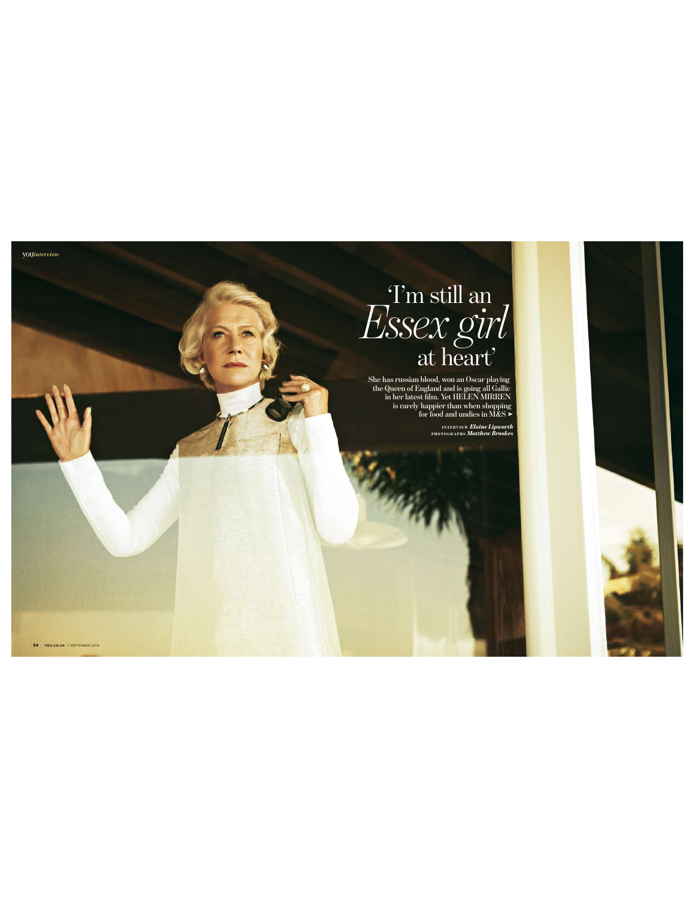# 'I'm still an *Essex girl* at heart'

**She has russian blood, won an Oscar playing the Queen of England and is going all Gallic in her latest film. Yet HELEN MIRREN is rarely happier than when shopping for food and undies in M&S ➤**

INTERVIEW *Elaine Lipworth*
PHOTOGRAPHS *Matthew Brookes*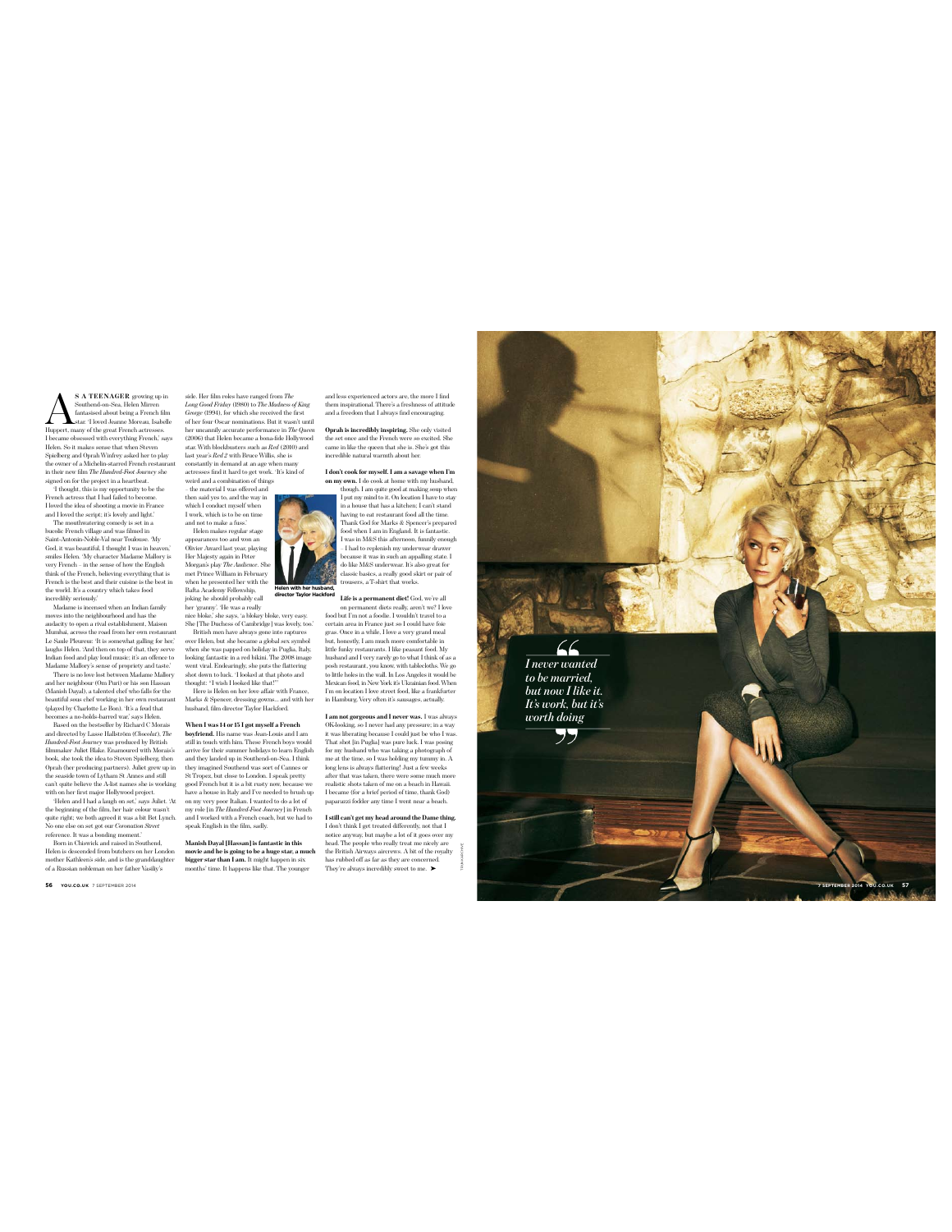**A S A TEENAGER** growing up in Southend-on-Sea, Helen Mirren fantasised about being a French film star. 'I loved Jeanne Moreau, Isabelle Huppert, many of the great French actresses. I became obsessed with everything French,' says Helen. So it makes sense that when Steven Spielberg and Oprah Winfrey asked her to play the owner of a Michelin-starred French restaurant in their new film *The Hundred-Foot Journey* she signed on for the project in a heartbeat.

'I thought, this is my opportunity to be the French actress that I had failed to become. I loved the idea of shooting a movie in France and I loved the script; it's lovely and light.'

The mouthwatering comedy is set in a bucolic French village and was filmed in Saint-Antonin-Noble-Val near Toulouse. 'My God, it was beautiful, I thought I was in heaven,' smiles Helen. 'My character Madame Mallory is very French – in the sense of how the English think of the French, believing everything that is French is the best and their cuisine is the best in the world. It's a country which takes food incredibly seriously.'

Madame is incensed when an Indian family moves into the neighbourhood and has the audacity to open a rival establishment, Maison Mumbai, across the road from her own restaurant Le Saule Pleureur. 'It is somewhat galling for her,' laughs Helen. 'And then on top of that, they serve Indian food and play loud music; it's an offence to Madame Mallory's sense of propriety and taste.'

There is no love lost between Madame Mallory and her neighbour (Om Puri) or his son Hassan (Manish Dayal), a talented chef who falls for the beautiful sous chef working in her own restaurant (played by Charlotte Le Bon). 'It's a feud that becomes a no-holds-barred war,' says Helen.

Based on the bestseller by Richard C Morais and directed by Lasse Hallström (*Chocolat*), *The Hundred-Foot Journey* was produced by British filmmaker Juliet Blake. Enamoured with Morais's book, she took the idea to Steven Spielberg, then Oprah (her producing partners). Juliet grew up in the seaside town of Lytham St Annes and still can't quite believe the A-list names she is working with on her first major Hollywood project.

'Helen and I had a laugh on set,' says Juliet. 'At the beginning of the film, her hair colour wasn't quite right; we both agreed it was a bit Bet Lynch. No one else on set got our *Coronation Street* reference. It was a bonding moment.'

Born in Chiswick and raised in Southend, Helen is descended from butchers on her London mother Kathleen's side, and is the granddaughter of a Russian nobleman on her father Vasiliy's side. Her film roles have ranged from *The Long Good Friday* (1980) to *The Madness of King George* (1994), for which she received the first of her four Oscar nominations. But it wasn't until her uncannily accurate performance in *The Queen* (2006) that Helen became a bona-fide Hollywood star. With blockbusters such as *Red* (2010) and last year's *Red 2* with Bruce Willis, she is constantly in demand at an age when many actresses find it hard to get work. 'It's kind of weird and a combination of things – the material I was offered and then said yes to, and the way in which I conduct myself when I work, which is to be on time and not to make a fuss.'

Helen makes regular stage appearances too and won an Olivier Award last year, playing Her Majesty again in Peter Morgan's play *The Audience*. She met Prince William in February when he presented her with the Bafta Academy Fellowship, joking he should probably call her 'granny'. 'He was a really nice bloke,' she says, 'a blokey bloke, very easy. She [The Duchess of Cambridge] was lovely, too.'

Helen with her husband, director Taylor Hackford

British men have always gone into raptures over Helen, but she became a global sex symbol when she was papped on holiday in Puglia, Italy, looking fantastic in a red bikini. The 2008 image went viral. Endearingly, she puts the flattering shot down to luck. 'I looked at that photo and thought: "I wish I looked like that!"'

Here is Helen on her love affair with France, Marks & Spencer, dressing gowns… and with her husband, film director Taylor Hackford.

**When I was 14 or 15 I got myself a French boyfriend.** His name was Jean-Louis and I am still in touch with him. These French boys would arrive for their summer holidays to learn English and they landed up in Southend-on-Sea. I think they imagined Southend was sort of Cannes or St Tropez, but close to London. I speak pretty good French but it is a bit rusty now, because we have a house in Italy and I've needed to brush up on my very poor Italian. I wanted to do a lot of my role [in *The Hundred-Foot Journey*] in French and I worked with a French coach, but we had to speak English in the film, sadly.

**Manish Dayal [Hassan] is fantastic in this movie and he is going to be a huge star, a much bigger star than I am.** It might happen in six months' time. It happens like that. The younger and less experienced actors are, the more I find them inspirational. There's a freshness of attitude and a freedom that I always find encouraging.

**Oprah is incredibly inspiring.** She only visited the set once and the French were so excited. She came in like the queen that she is. She's got this incredible natural warmth about her.

**I don't cook for myself. I am a savage when I'm on my own.** I do cook at home with my husband, though. I am quite good at making soup when I put my mind to it. On location I have to stay in a house that has a kitchen; I can't stand having to eat restaurant food all the time. Thank God for Marks & Spencer's prepared food when I am in England. It is fantastic. I was in M&S this afternoon, funnily enough – I had to replenish my underwear drawer because it was in such an appalling state. I do like M&S underwear. It's also great for classic basics, a really good skirt or pair of trousers, a T-shirt that works.

**Life is a permanent diet!** God, we're all on permanent diets really, aren't we? I love food but I'm not a foodie. I wouldn't travel to a certain area in France just so I could have foie gras. Once in a while, I love a very grand meal but, honestly, I am much more comfortable in little funky restaurants. I like peasant food. My husband and I very rarely go to what I think of as a posh restaurant, you know, with tablecloths. We go to little holes in the wall. In Los Angeles it would be Mexican food, in New York it's Ukrainian food. When I'm on location I love street food, like a frankfurter in Hamburg. Very often it's sausages, actually.

**I am not gorgeous and I never was.** I was always OK-looking, so I never had any pressure; in a way it was liberating because I could just be who I was. That shot [in Puglia] was pure luck. I was posing for my husband who was taking a photograph of me at the time, so I was holding my tummy in. A long lens is always flattering! Just a few weeks after that was taken, there were some much more realistic shots taken of me on a beach in Hawaii. I became (for a brief period of time, thank God) paparazzi fodder any time I went near a beach.

**I still can't get my head around the Dame thing.** I don't think I get treated differently, not that I notice anyway, but maybe a lot of it goes over my head. The people who really treat me nicely are the British Airways aircrews. A bit of the royalty has rubbed off as far as they are concerned. They're always incredibly sweet to me. ➤

> *I never wanted to be married, but now I like it. It's work, but it's worth doing*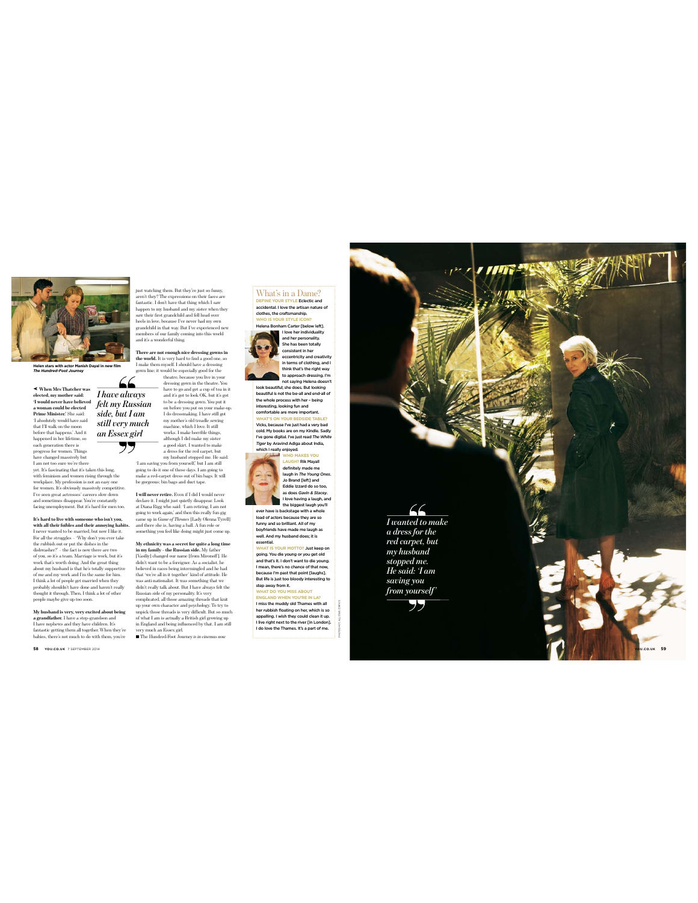Helen stars with actor Manish Dayal in new film *The Hundred-Foot Journey*

◀ **When Mrs Thatcher was elected, my mother said: 'I would never have believed a woman could be elected Prime Minister.'** She said: 'I absolutely would have said that I'll walk on the moon before that happens.' And it happened in her lifetime, so each generation there is progress for women. Things have changed massively but I am not too sure we're there yet. It's fascinating that it's taken this long, with feminism and women rising through the workplace. My profession is not an easy one for women. It's obviously massively competitive. I've seen great actresses' careers slow down and sometimes disappear. You're constantly facing unemployment. But it's hard for men too.

> *I have always felt my Russian side, but I am still very much an Essex girl*

**It's hard to live with someone who isn't you, with all their foibles and their annoying habits.** I never wanted to be married, but now I like it. For all the struggles – 'Why don't you ever take the rubbish out or put the dishes in the dishwasher?' – the fact is now there are two of you, so it's a team. Marriage is work, but it's work that's worth doing. And the great thing about my husband is that he's totally supportive of me and my work and I'm the same for him. I think a lot of people get married when they probably shouldn't have done and haven't really thought it through. Then, I think a lot of other people maybe give up too soon.

**My husband is very, very excited about being a grandfather.** I have a step-grandson and I have nephews and they have children. It's fantastic getting them all together. When they're babies, there's not much to do with them, you're just watching them. But they're just so funny, aren't they? The expressions on their faces are fantastic. I don't have that thing which I saw happen to my husband and my sister when they saw their first grandchild and fell head over heels in love, because I've never had my own grandchild in that way. But I've experienced new members of our family coming into this world and it's a wonderful thing.

**There are not enough nice dressing gowns in the world.** It is very hard to find a good one, so I make them myself. I should have a dressing gown line; it would be especially good for the theatre, because you live in your dressing gown in the theatre. You have to go and get a cup of tea in it and it's got to look OK, but it's got to be a dressing gown. You put it on before you put on your make-up. I do dressmaking. I have still got my mother's old treadle sewing machine, which I love. It still works. I make horrible things, although I did make my sister a good skirt. I wanted to make a dress for the red carpet, but my husband stopped me. He said: 'I am saving you from yourself,' but I am still going to do it one of these days. I am going to make a red-carpet dress out of bin bags. It will be gorgeous; bin bags and duct tape.

**I will never retire.** Even if I did I would never declare it. I might just quietly disappear. Look at Diana Rigg who said: 'I am retiring, I am not going to work again,' and then this really fun gig came up in *Game of Thrones* [Lady Olenna Tyrell] and there she is, having a ball. A fun role or something you feel like doing might just come up.

**My ethnicity was a secret for quite a long time in my family – the Russian side.** My father [Vasiliy] changed our name [from Mironoff]. He didn't want to be a foreigner. As a socialist, he believed in races being intermingled and he had that 'we're all in it together' kind of attitude. He was anti-nationalist. It was something that we didn't really talk about. But I have always felt the Russian side of my personality. It's very complicated, all those amazing threads that knit up your own character and psychology. To try to unpick those threads is very difficult. But so much of what I am is actually a British girl growing up in England and being influenced by that. I am still very much an Essex girl.

■ *The Hundred-Foot Journey is in cinemas now*

## What's in a Dame?

**DEFINE YOUR STYLE** Eclectic and accidental. I love the artisan nature of clothes, the craftsmanship.

**WHO IS YOUR STYLE ICON?** Helena Bonham Carter [below left]. I love her individuality and her personality. She has been totally consistent in her eccentricity and creativity in terms of clothing, and I think that's the right way to approach dressing. I'm not saying Helena doesn't look beautiful; she does. But looking beautiful is not the be-all and end-all of the whole process with her – being interesting, looking fun and comfortable are more important.

**WHAT'S ON YOUR BEDSIDE TABLE?** Vicks, because I've just had a very bad cold. My books are on my Kindle. Sadly I've gone digital. I've just read *The White Tiger* by Aravind Adiga about India, which I really enjoyed.

**WHO MAKES YOU LAUGH?** Rik Mayall definitely made me laugh in *The Young Ones*. Jo Brand [left] and Eddie Izzard do so too, as does *Gavin & Stacey*. I love having a laugh, and the biggest laugh you'll ever have is backstage with a whole load of actors because they are so funny and so brilliant. All of my boyfriends have made me laugh as well. And my husband does; it is essential.

**WHAT IS YOUR MOTTO?** Just keep on going. You die young or you get old and that's it. I don't want to die young. I mean, there's no chance of that now, because I'm past that point [laughs]. But life is just too bloody interesting to step away from it.

**WHAT DO YOU MISS ABOUT ENGLAND WHEN YOU'RE IN LA?** I miss the muddy old Thames with all her rubbish floating on her, which is so appalling. I wish they could clean it up. I live right next to the river [in London]. I do love the Thames. It's a part of me.

> *I wanted to make a dress for the red carpet, but my husband stopped me. He said: 'I am saving you from yourself'*

PHOTOGRAPH: ALL STAR, EMPICS